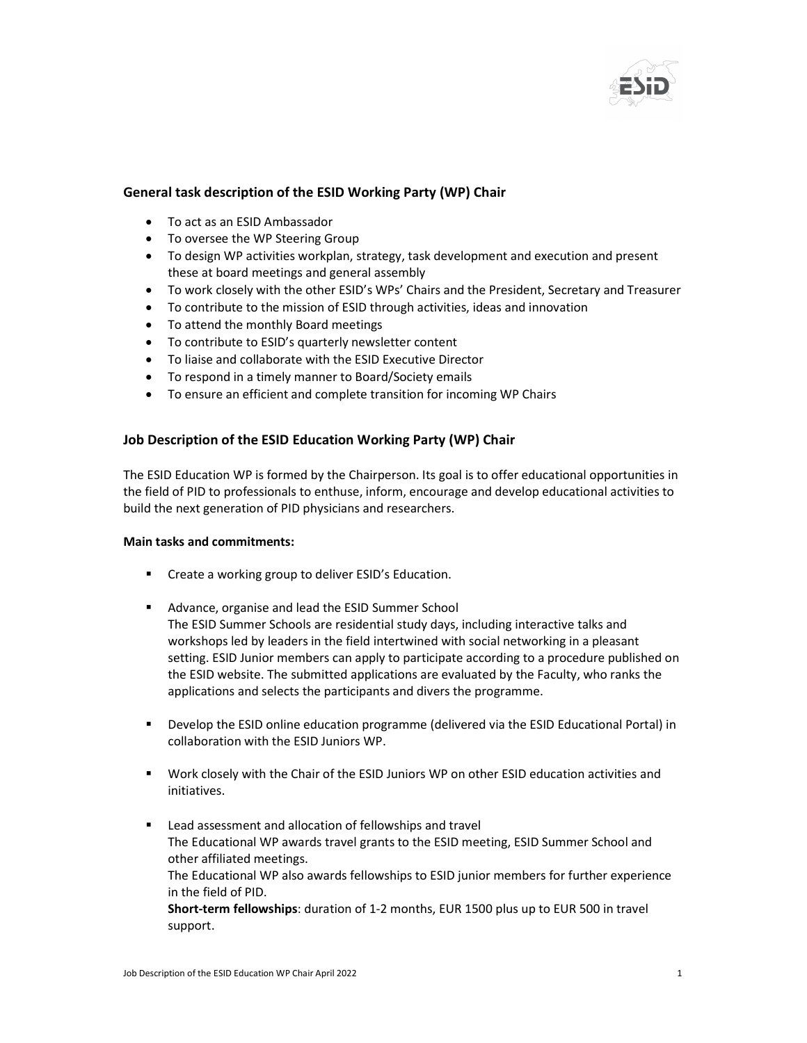## General task description of the ESID Working Party (WP) Chair

- To act as an ESID Ambassador
- To oversee the WP Steering Group
- To design WP activities workplan, strategy, task development and execution and present these at board meetings and general assembly
- To work closely with the other ESID's WPs' Chairs and the President, Secretary and Treasurer
- To contribute to the mission of ESID through activities, ideas and innovation
- To attend the monthly Board meetings
- To contribute to ESID's quarterly newsletter content
- To liaise and collaborate with the ESID Executive Director
- To respond in a timely manner to Board/Society emails
- To ensure an efficient and complete transition for incoming WP Chairs

## Job Description of the ESID Education Working Party (WP) Chair

The ESID Education WP is formed by the Chairperson. Its goal is to offer educational opportunities in the field of PID to professionals to enthuse, inform, encourage and develop educational activities to build the next generation of PID physicians and researchers.

**Main tasks and commitments:**

- Create a working group to deliver ESID's Education.

- Advance, organise and lead the ESID Summer School
  The ESID Summer Schools are residential study days, including interactive talks and workshops led by leaders in the field intertwined with social networking in a pleasant setting. ESID Junior members can apply to participate according to a procedure published on the ESID website. The submitted applications are evaluated by the Faculty, who ranks the applications and selects the participants and divers the programme.

- Develop the ESID online education programme (delivered via the ESID Educational Portal) in collaboration with the ESID Juniors WP.

- Work closely with the Chair of the ESID Juniors WP on other ESID education activities and initiatives.

- Lead assessment and allocation of fellowships and travel
  The Educational WP awards travel grants to the ESID meeting, ESID Summer School and other affiliated meetings.
  The Educational WP also awards fellowships to ESID junior members for further experience in the field of PID.
  **Short-term fellowships**: duration of 1-2 months, EUR 1500 plus up to EUR 500 in travel support.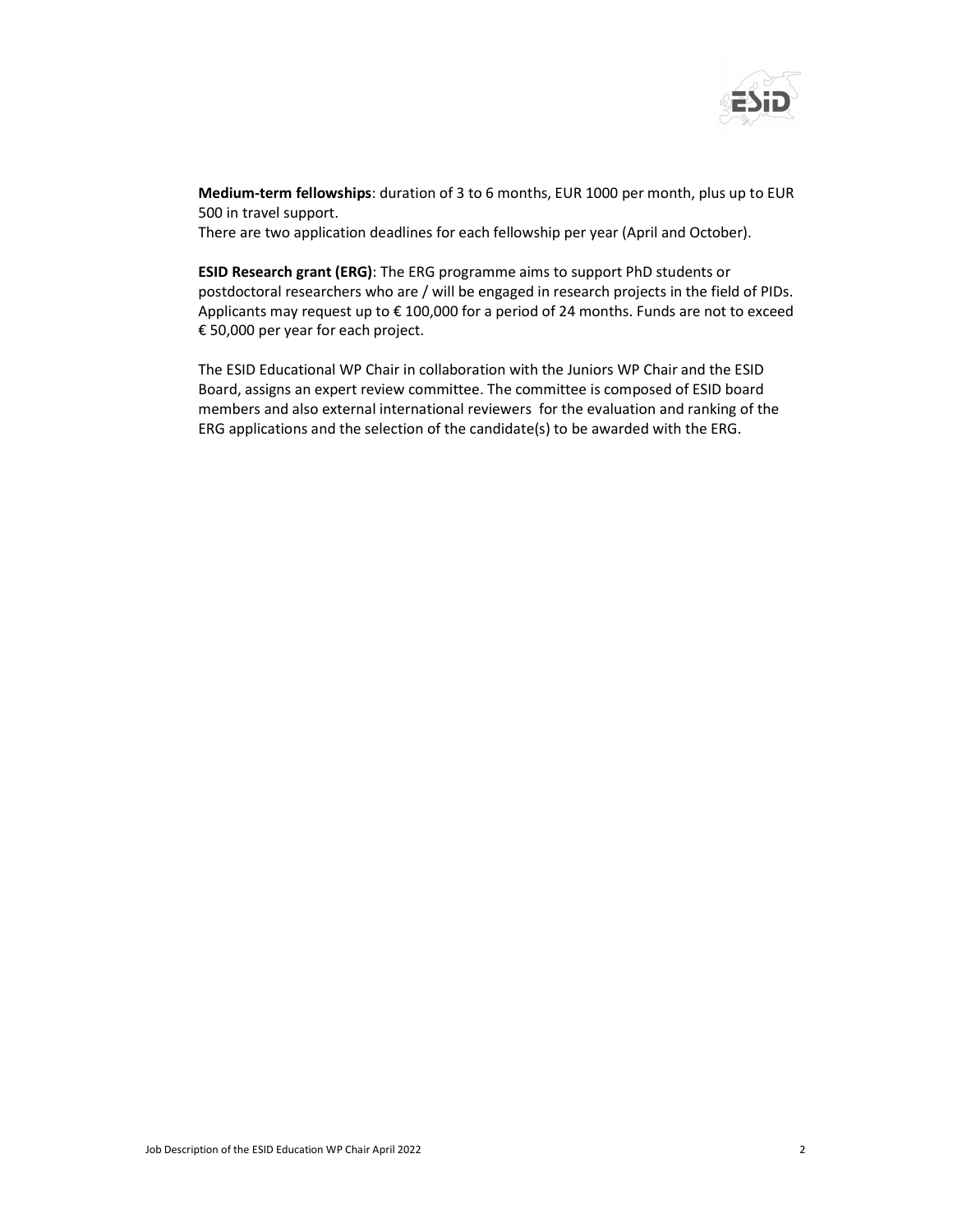**Medium-term fellowships**: duration of 3 to 6 months, EUR 1000 per month, plus up to EUR 500 in travel support.

There are two application deadlines for each fellowship per year (April and October).

**ESID Research grant (ERG)**: The ERG programme aims to support PhD students or postdoctoral researchers who are / will be engaged in research projects in the field of PIDs. Applicants may request up to € 100,000 for a period of 24 months. Funds are not to exceed € 50,000 per year for each project.

The ESID Educational WP Chair in collaboration with the Juniors WP Chair and the ESID Board, assigns an expert review committee. The committee is composed of ESID board members and also external international reviewers for the evaluation and ranking of the ERG applications and the selection of the candidate(s) to be awarded with the ERG.